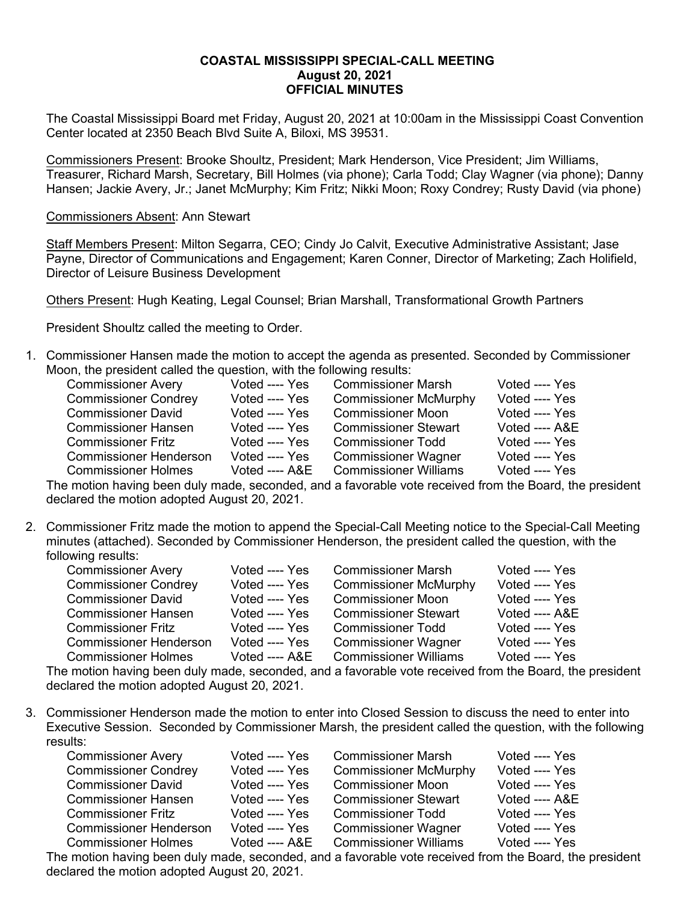# COASTAL MISSISSIPPI SPECIAL-CALL MEETING
## August 20, 2021
## OFFICIAL MINUTES

The Coastal Mississippi Board met Friday, August 20, 2021 at 10:00am in the Mississippi Coast Convention Center located at 2350 Beach Blvd Suite A, Biloxi, MS 39531.

Commissioners Present: Brooke Shoultz, President; Mark Henderson, Vice President; Jim Williams, Treasurer, Richard Marsh, Secretary, Bill Holmes (via phone); Carla Todd; Clay Wagner (via phone); Danny Hansen; Jackie Avery, Jr.; Janet McMurphy; Kim Fritz; Nikki Moon; Roxy Condrey; Rusty David (via phone)

Commissioners Absent: Ann Stewart

Staff Members Present: Milton Segarra, CEO; Cindy Jo Calvit, Executive Administrative Assistant; Jase Payne, Director of Communications and Engagement; Karen Conner, Director of Marketing; Zach Holifield, Director of Leisure Business Development

Others Present: Hugh Keating, Legal Counsel; Brian Marshall, Transformational Growth Partners

President Shoultz called the meeting to Order.

1. Commissioner Hansen made the motion to accept the agenda as presented. Seconded by Commissioner Moon, the president called the question, with the following results:

| | | | |
|---|---|---|---|
| Commissioner Avery | Voted ---- Yes | Commissioner Marsh | Voted ---- Yes |
| Commissioner Condrey | Voted ---- Yes | Commissioner McMurphy | Voted ---- Yes |
| Commissioner David | Voted ---- Yes | Commissioner Moon | Voted ---- Yes |
| Commissioner Hansen | Voted ---- Yes | Commissioner Stewart | Voted ---- A&E |
| Commissioner Fritz | Voted ---- Yes | Commissioner Todd | Voted ---- Yes |
| Commissioner Henderson | Voted ---- Yes | Commissioner Wagner | Voted ---- Yes |
| Commissioner Holmes | Voted ---- A&E | Commissioner Williams | Voted ---- Yes |

The motion having been duly made, seconded, and a favorable vote received from the Board, the president declared the motion adopted August 20, 2021.

2. Commissioner Fritz made the motion to append the Special-Call Meeting notice to the Special-Call Meeting minutes (attached). Seconded by Commissioner Henderson, the president called the question, with the following results:

| | | | |
|---|---|---|---|
| Commissioner Avery | Voted ---- Yes | Commissioner Marsh | Voted ---- Yes |
| Commissioner Condrey | Voted ---- Yes | Commissioner McMurphy | Voted ---- Yes |
| Commissioner David | Voted ---- Yes | Commissioner Moon | Voted ---- Yes |
| Commissioner Hansen | Voted ---- Yes | Commissioner Stewart | Voted ---- A&E |
| Commissioner Fritz | Voted ---- Yes | Commissioner Todd | Voted ---- Yes |
| Commissioner Henderson | Voted ---- Yes | Commissioner Wagner | Voted ---- Yes |
| Commissioner Holmes | Voted ---- A&E | Commissioner Williams | Voted ---- Yes |

The motion having been duly made, seconded, and a favorable vote received from the Board, the president declared the motion adopted August 20, 2021.

3. Commissioner Henderson made the motion to enter into Closed Session to discuss the need to enter into Executive Session. Seconded by Commissioner Marsh, the president called the question, with the following results:

| | | | |
|---|---|---|---|
| Commissioner Avery | Voted ---- Yes | Commissioner Marsh | Voted ---- Yes |
| Commissioner Condrey | Voted ---- Yes | Commissioner McMurphy | Voted ---- Yes |
| Commissioner David | Voted ---- Yes | Commissioner Moon | Voted ---- Yes |
| Commissioner Hansen | Voted ---- Yes | Commissioner Stewart | Voted ---- A&E |
| Commissioner Fritz | Voted ---- Yes | Commissioner Todd | Voted ---- Yes |
| Commissioner Henderson | Voted ---- Yes | Commissioner Wagner | Voted ---- Yes |
| Commissioner Holmes | Voted ---- A&E | Commissioner Williams | Voted ---- Yes |

The motion having been duly made, seconded, and a favorable vote received from the Board, the president declared the motion adopted August 20, 2021.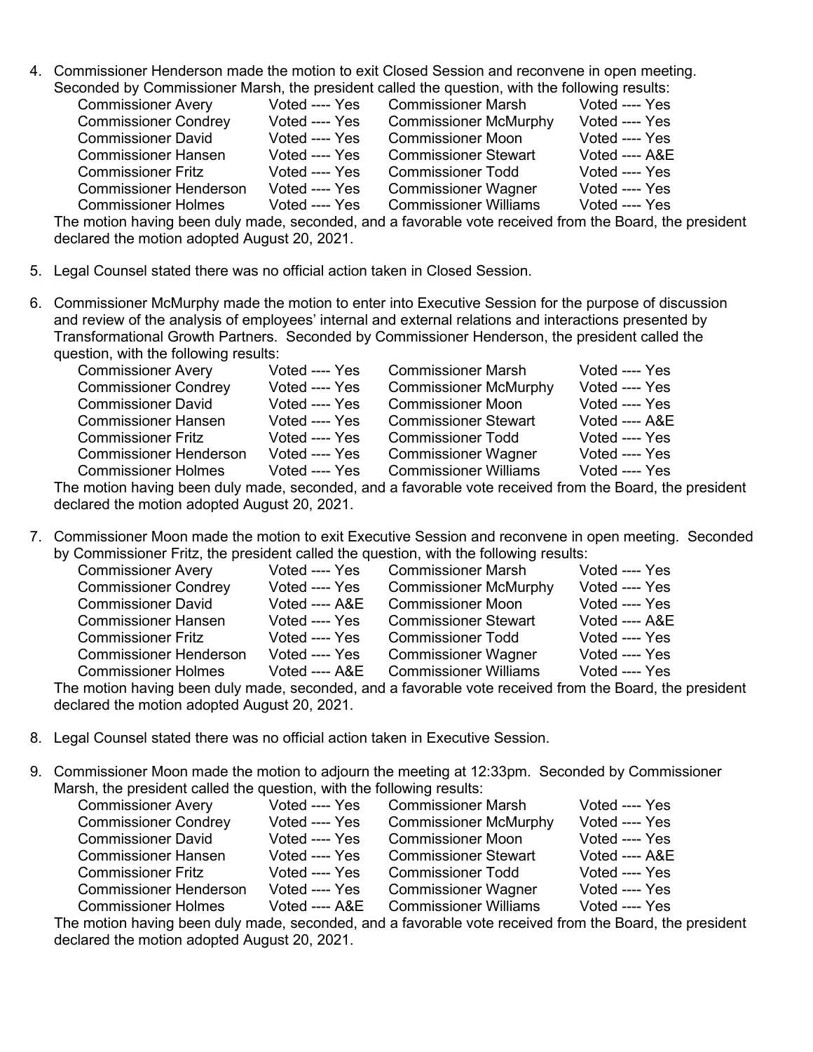4. Commissioner Henderson made the motion to exit Closed Session and reconvene in open meeting. Seconded by Commissioner Marsh, the president called the question, with the following results:

| | | | |
|---|---|---|---|
| Commissioner Avery | Voted ---- Yes | Commissioner Marsh | Voted ---- Yes |
| Commissioner Condrey | Voted ---- Yes | Commissioner McMurphy | Voted ---- Yes |
| Commissioner David | Voted ---- Yes | Commissioner Moon | Voted ---- Yes |
| Commissioner Hansen | Voted ---- Yes | Commissioner Stewart | Voted ---- A&E |
| Commissioner Fritz | Voted ---- Yes | Commissioner Todd | Voted ---- Yes |
| Commissioner Henderson | Voted ---- Yes | Commissioner Wagner | Voted ---- Yes |
| Commissioner Holmes | Voted ---- Yes | Commissioner Williams | Voted ---- Yes |

The motion having been duly made, seconded, and a favorable vote received from the Board, the president declared the motion adopted August 20, 2021.

5. Legal Counsel stated there was no official action taken in Closed Session.

6. Commissioner McMurphy made the motion to enter into Executive Session for the purpose of discussion and review of the analysis of employees' internal and external relations and interactions presented by Transformational Growth Partners. Seconded by Commissioner Henderson, the president called the question, with the following results:

| | | | |
|---|---|---|---|
| Commissioner Avery | Voted ---- Yes | Commissioner Marsh | Voted ---- Yes |
| Commissioner Condrey | Voted ---- Yes | Commissioner McMurphy | Voted ---- Yes |
| Commissioner David | Voted ---- Yes | Commissioner Moon | Voted ---- Yes |
| Commissioner Hansen | Voted ---- Yes | Commissioner Stewart | Voted ---- A&E |
| Commissioner Fritz | Voted ---- Yes | Commissioner Todd | Voted ---- Yes |
| Commissioner Henderson | Voted ---- Yes | Commissioner Wagner | Voted ---- Yes |
| Commissioner Holmes | Voted ---- Yes | Commissioner Williams | Voted ---- Yes |

The motion having been duly made, seconded, and a favorable vote received from the Board, the president declared the motion adopted August 20, 2021.

7. Commissioner Moon made the motion to exit Executive Session and reconvene in open meeting. Seconded by Commissioner Fritz, the president called the question, with the following results:

| | | | |
|---|---|---|---|
| Commissioner Avery | Voted ---- Yes | Commissioner Marsh | Voted ---- Yes |
| Commissioner Condrey | Voted ---- Yes | Commissioner McMurphy | Voted ---- Yes |
| Commissioner David | Voted ---- A&E | Commissioner Moon | Voted ---- Yes |
| Commissioner Hansen | Voted ---- Yes | Commissioner Stewart | Voted ---- A&E |
| Commissioner Fritz | Voted ---- Yes | Commissioner Todd | Voted ---- Yes |
| Commissioner Henderson | Voted ---- Yes | Commissioner Wagner | Voted ---- Yes |
| Commissioner Holmes | Voted ---- A&E | Commissioner Williams | Voted ---- Yes |

The motion having been duly made, seconded, and a favorable vote received from the Board, the president declared the motion adopted August 20, 2021.

8. Legal Counsel stated there was no official action taken in Executive Session.

9. Commissioner Moon made the motion to adjourn the meeting at 12:33pm. Seconded by Commissioner Marsh, the president called the question, with the following results:

| | | | |
|---|---|---|---|
| Commissioner Avery | Voted ---- Yes | Commissioner Marsh | Voted ---- Yes |
| Commissioner Condrey | Voted ---- Yes | Commissioner McMurphy | Voted ---- Yes |
| Commissioner David | Voted ---- Yes | Commissioner Moon | Voted ---- Yes |
| Commissioner Hansen | Voted ---- Yes | Commissioner Stewart | Voted ---- A&E |
| Commissioner Fritz | Voted ---- Yes | Commissioner Todd | Voted ---- Yes |
| Commissioner Henderson | Voted ---- Yes | Commissioner Wagner | Voted ---- Yes |
| Commissioner Holmes | Voted ---- A&E | Commissioner Williams | Voted ---- Yes |

The motion having been duly made, seconded, and a favorable vote received from the Board, the president declared the motion adopted August 20, 2021.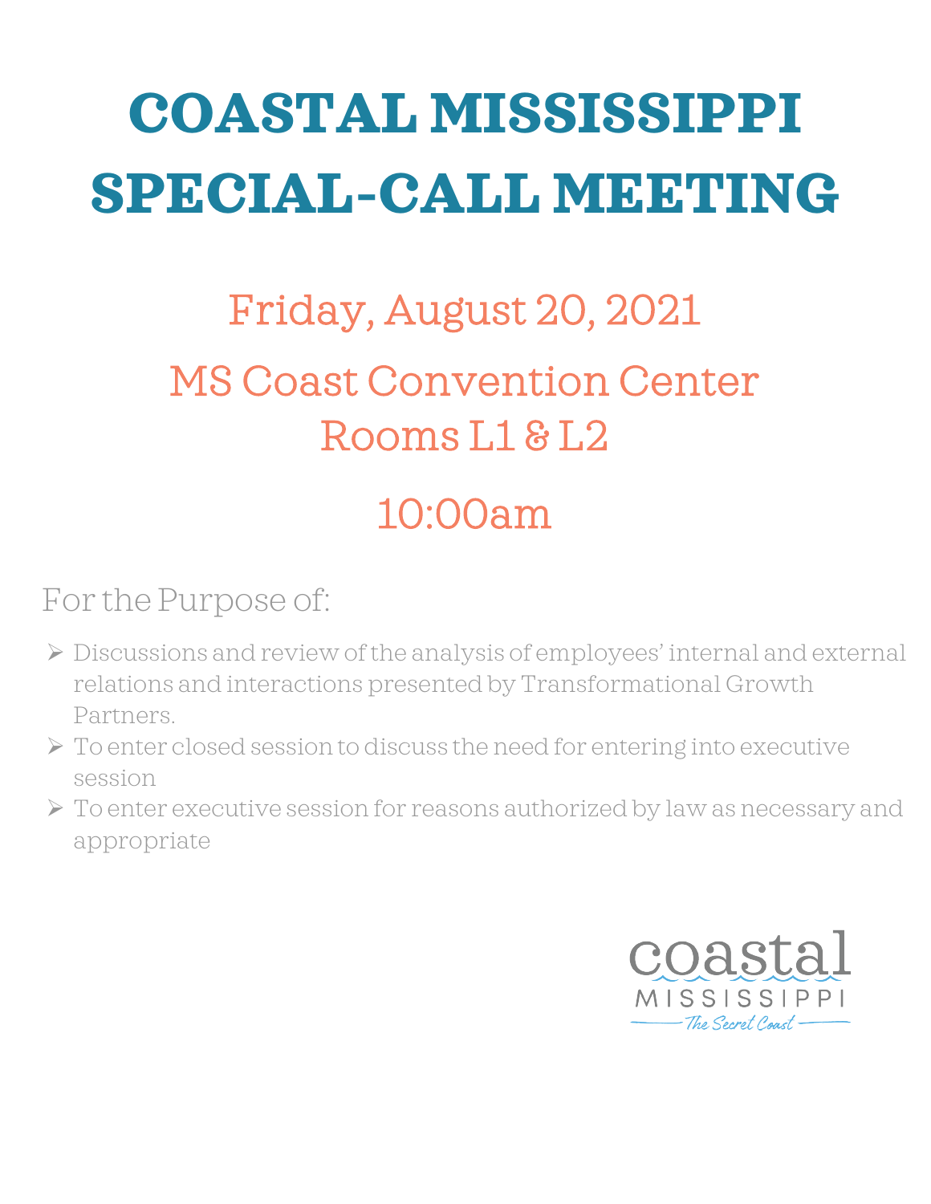# COASTAL MISSISSIPPI SPECIAL-CALL MEETING

## Friday, August 20, 2021

## MS Coast Convention Center
## Rooms L1 & L2

## 10:00am

For the Purpose of:

- Discussions and review of the analysis of employees' internal and external relations and interactions presented by Transformational Growth Partners.
- To enter closed session to discuss the need for entering into executive session
- To enter executive session for reasons authorized by law as necessary and appropriate

coastal
MISSISSIPPI
The Secret Coast